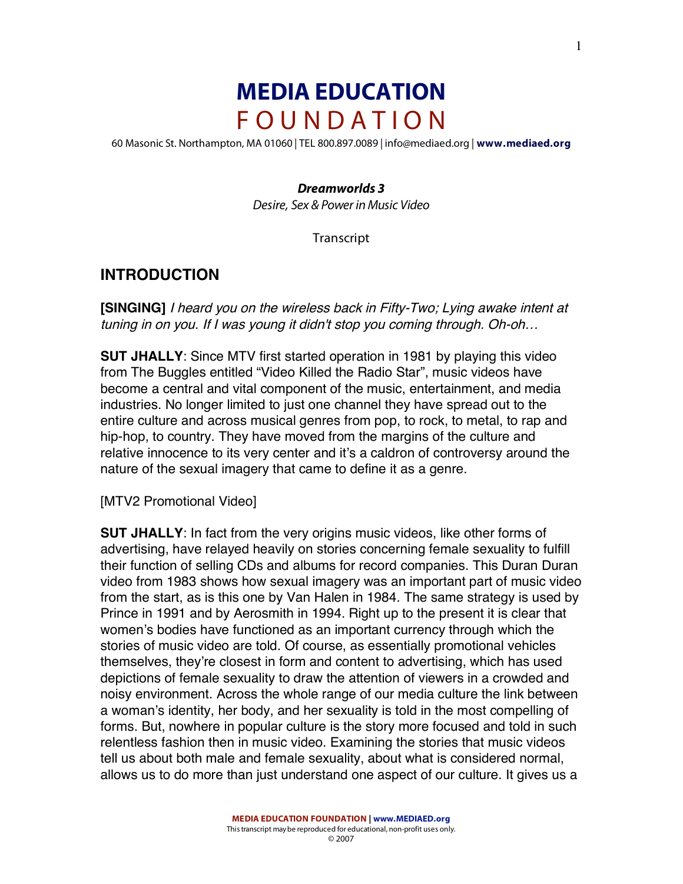# MEDIA EDUCATION FOUNDATION

60 Masonic St. Northampton, MA 01060 | TEL 800.897.0089 | info@mediaed.org | **www.mediaed.org**

***Dreamworlds 3***

*Desire, Sex & Power in Music Video*

Transcript

## INTRODUCTION

**[SINGING]** *I heard you on the wireless back in Fifty-Two; Lying awake intent at tuning in on you. If I was young it didn't stop you coming through. Oh-oh…*

**SUT JHALLY**: Since MTV first started operation in 1981 by playing this video from The Buggles entitled "Video Killed the Radio Star", music videos have become a central and vital component of the music, entertainment, and media industries. No longer limited to just one channel they have spread out to the entire culture and across musical genres from pop, to rock, to metal, to rap and hip-hop, to country. They have moved from the margins of the culture and relative innocence to its very center and it's a caldron of controversy around the nature of the sexual imagery that came to define it as a genre.

[MTV2 Promotional Video]

**SUT JHALLY**: In fact from the very origins music videos, like other forms of advertising, have relayed heavily on stories concerning female sexuality to fulfill their function of selling CDs and albums for record companies. This Duran Duran video from 1983 shows how sexual imagery was an important part of music video from the start, as is this one by Van Halen in 1984. The same strategy is used by Prince in 1991 and by Aerosmith in 1994. Right up to the present it is clear that women's bodies have functioned as an important currency through which the stories of music video are told. Of course, as essentially promotional vehicles themselves, they're closest in form and content to advertising, which has used depictions of female sexuality to draw the attention of viewers in a crowded and noisy environment. Across the whole range of our media culture the link between a woman's identity, her body, and her sexuality is told in the most compelling of forms. But, nowhere in popular culture is the story more focused and told in such relentless fashion then in music video. Examining the stories that music videos tell us about both male and female sexuality, about what is considered normal, allows us to do more than just understand one aspect of our culture. It gives us a

MEDIA EDUCATION FOUNDATION | www.MEDIAED.org
This transcript may be reproduced for educational, non-profit uses only.
© 2007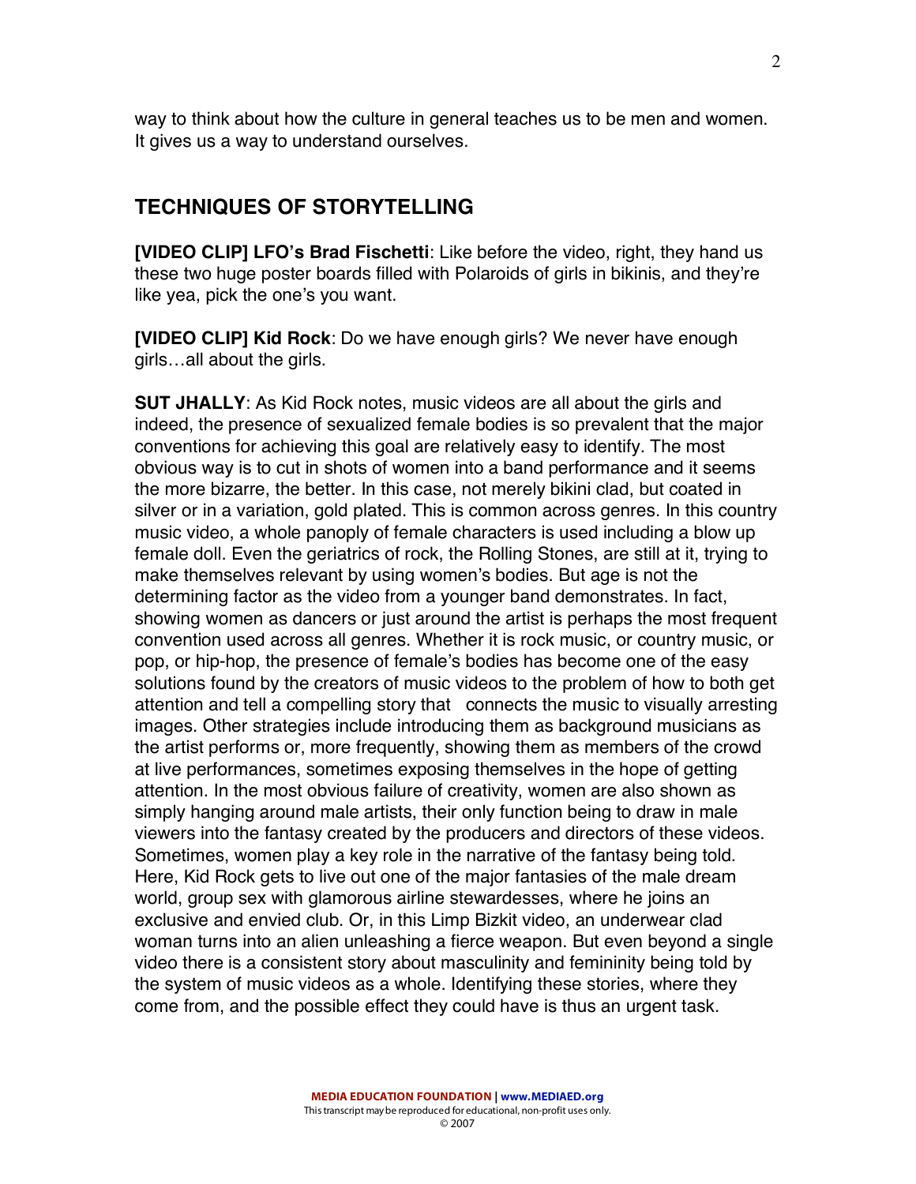way to think about how the culture in general teaches us to be men and women. It gives us a way to understand ourselves.

## TECHNIQUES OF STORYTELLING

**[VIDEO CLIP] LFO's Brad Fischetti**: Like before the video, right, they hand us these two huge poster boards filled with Polaroids of girls in bikinis, and they're like yea, pick the one's you want.

**[VIDEO CLIP] Kid Rock**: Do we have enough girls? We never have enough girls…all about the girls.

**SUT JHALLY**: As Kid Rock notes, music videos are all about the girls and indeed, the presence of sexualized female bodies is so prevalent that the major conventions for achieving this goal are relatively easy to identify. The most obvious way is to cut in shots of women into a band performance and it seems the more bizarre, the better. In this case, not merely bikini clad, but coated in silver or in a variation, gold plated. This is common across genres. In this country music video, a whole panoply of female characters is used including a blow up female doll. Even the geriatrics of rock, the Rolling Stones, are still at it, trying to make themselves relevant by using women's bodies. But age is not the determining factor as the video from a younger band demonstrates. In fact, showing women as dancers or just around the artist is perhaps the most frequent convention used across all genres. Whether it is rock music, or country music, or pop, or hip-hop, the presence of female's bodies has become one of the easy solutions found by the creators of music videos to the problem of how to both get attention and tell a compelling story that connects the music to visually arresting images. Other strategies include introducing them as background musicians as the artist performs or, more frequently, showing them as members of the crowd at live performances, sometimes exposing themselves in the hope of getting attention. In the most obvious failure of creativity, women are also shown as simply hanging around male artists, their only function being to draw in male viewers into the fantasy created by the producers and directors of these videos. Sometimes, women play a key role in the narrative of the fantasy being told. Here, Kid Rock gets to live out one of the major fantasies of the male dream world, group sex with glamorous airline stewardesses, where he joins an exclusive and envied club. Or, in this Limp Bizkit video, an underwear clad woman turns into an alien unleashing a fierce weapon. But even beyond a single video there is a consistent story about masculinity and femininity being told by the system of music videos as a whole. Identifying these stories, where they come from, and the possible effect they could have is thus an urgent task.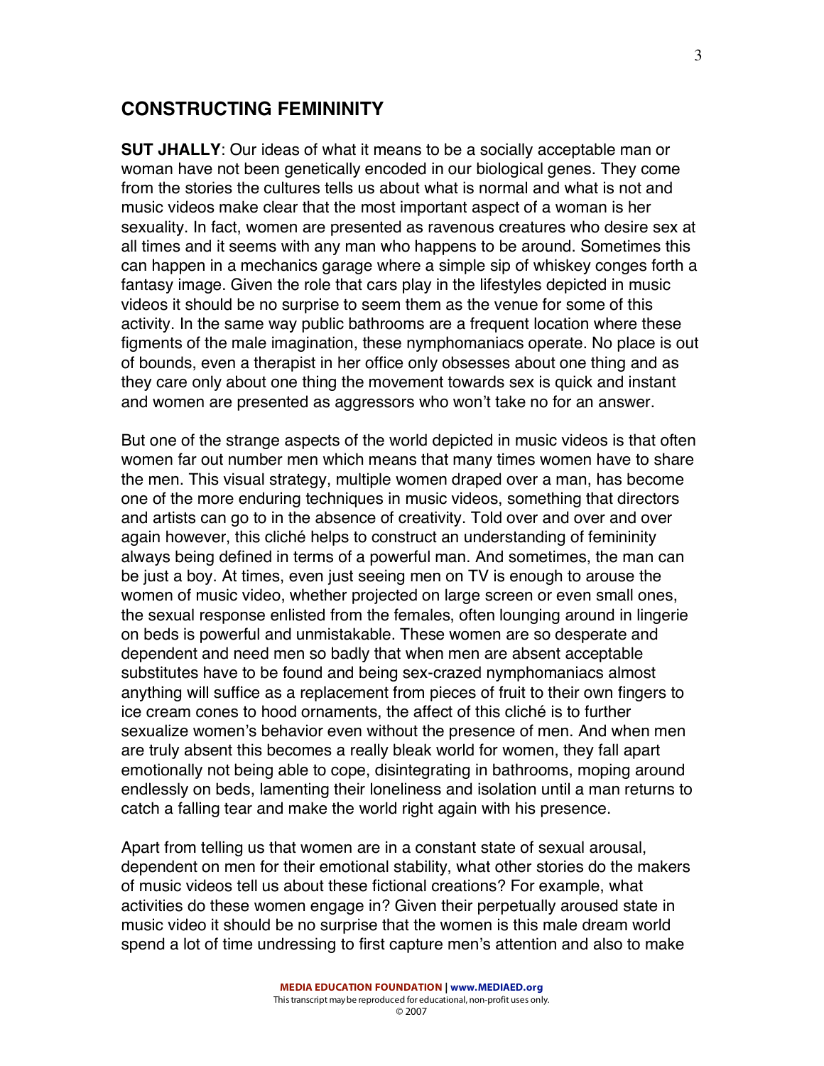## CONSTRUCTING FEMININITY

**SUT JHALLY**: Our ideas of what it means to be a socially acceptable man or woman have not been genetically encoded in our biological genes. They come from the stories the cultures tells us about what is normal and what is not and music videos make clear that the most important aspect of a woman is her sexuality. In fact, women are presented as ravenous creatures who desire sex at all times and it seems with any man who happens to be around. Sometimes this can happen in a mechanics garage where a simple sip of whiskey conges forth a fantasy image. Given the role that cars play in the lifestyles depicted in music videos it should be no surprise to seem them as the venue for some of this activity. In the same way public bathrooms are a frequent location where these figments of the male imagination, these nymphomaniacs operate. No place is out of bounds, even a therapist in her office only obsesses about one thing and as they care only about one thing the movement towards sex is quick and instant and women are presented as aggressors who won't take no for an answer.

But one of the strange aspects of the world depicted in music videos is that often women far out number men which means that many times women have to share the men. This visual strategy, multiple women draped over a man, has become one of the more enduring techniques in music videos, something that directors and artists can go to in the absence of creativity. Told over and over and over again however, this cliché helps to construct an understanding of femininity always being defined in terms of a powerful man. And sometimes, the man can be just a boy. At times, even just seeing men on TV is enough to arouse the women of music video, whether projected on large screen or even small ones, the sexual response enlisted from the females, often lounging around in lingerie on beds is powerful and unmistakable. These women are so desperate and dependent and need men so badly that when men are absent acceptable substitutes have to be found and being sex-crazed nymphomaniacs almost anything will suffice as a replacement from pieces of fruit to their own fingers to ice cream cones to hood ornaments, the affect of this cliché is to further sexualize women's behavior even without the presence of men. And when men are truly absent this becomes a really bleak world for women, they fall apart emotionally not being able to cope, disintegrating in bathrooms, moping around endlessly on beds, lamenting their loneliness and isolation until a man returns to catch a falling tear and make the world right again with his presence.

Apart from telling us that women are in a constant state of sexual arousal, dependent on men for their emotional stability, what other stories do the makers of music videos tell us about these fictional creations? For example, what activities do these women engage in? Given their perpetually aroused state in music video it should be no surprise that the women is this male dream world spend a lot of time undressing to first capture men's attention and also to make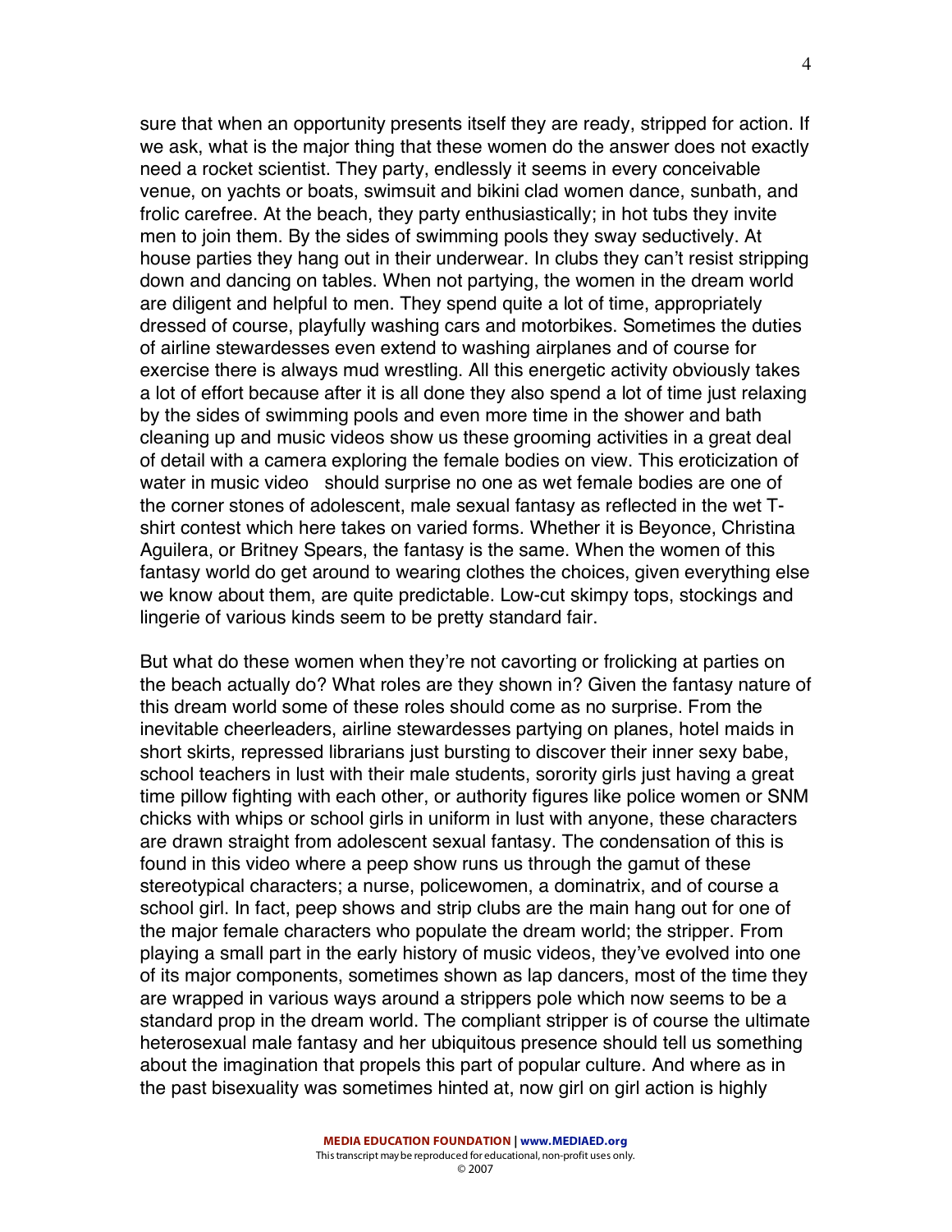sure that when an opportunity presents itself they are ready, stripped for action. If we ask, what is the major thing that these women do the answer does not exactly need a rocket scientist. They party, endlessly it seems in every conceivable venue, on yachts or boats, swimsuit and bikini clad women dance, sunbath, and frolic carefree. At the beach, they party enthusiastically; in hot tubs they invite men to join them. By the sides of swimming pools they sway seductively. At house parties they hang out in their underwear. In clubs they can't resist stripping down and dancing on tables. When not partying, the women in the dream world are diligent and helpful to men. They spend quite a lot of time, appropriately dressed of course, playfully washing cars and motorbikes. Sometimes the duties of airline stewardesses even extend to washing airplanes and of course for exercise there is always mud wrestling. All this energetic activity obviously takes a lot of effort because after it is all done they also spend a lot of time just relaxing by the sides of swimming pools and even more time in the shower and bath cleaning up and music videos show us these grooming activities in a great deal of detail with a camera exploring the female bodies on view. This eroticization of water in music video should surprise no one as wet female bodies are one of the corner stones of adolescent, male sexual fantasy as reflected in the wet T-shirt contest which here takes on varied forms. Whether it is Beyonce, Christina Aguilera, or Britney Spears, the fantasy is the same. When the women of this fantasy world do get around to wearing clothes the choices, given everything else we know about them, are quite predictable. Low-cut skimpy tops, stockings and lingerie of various kinds seem to be pretty standard fair.

But what do these women when they're not cavorting or frolicking at parties on the beach actually do? What roles are they shown in? Given the fantasy nature of this dream world some of these roles should come as no surprise. From the inevitable cheerleaders, airline stewardesses partying on planes, hotel maids in short skirts, repressed librarians just bursting to discover their inner sexy babe, school teachers in lust with their male students, sorority girls just having a great time pillow fighting with each other, or authority figures like police women or SNM chicks with whips or school girls in uniform in lust with anyone, these characters are drawn straight from adolescent sexual fantasy. The condensation of this is found in this video where a peep show runs us through the gamut of these stereotypical characters; a nurse, policewomen, a dominatrix, and of course a school girl. In fact, peep shows and strip clubs are the main hang out for one of the major female characters who populate the dream world; the stripper. From playing a small part in the early history of music videos, they've evolved into one of its major components, sometimes shown as lap dancers, most of the time they are wrapped in various ways around a strippers pole which now seems to be a standard prop in the dream world. The compliant stripper is of course the ultimate heterosexual male fantasy and her ubiquitous presence should tell us something about the imagination that propels this part of popular culture. And where as in the past bisexuality was sometimes hinted at, now girl on girl action is highly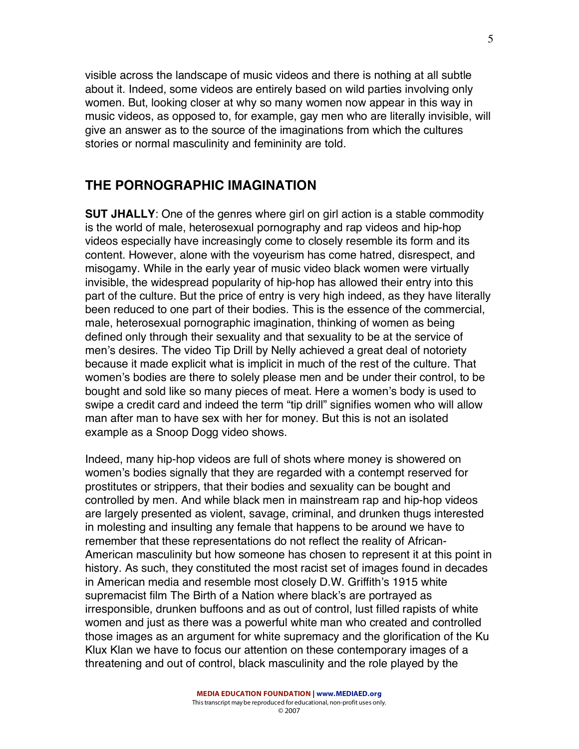visible across the landscape of music videos and there is nothing at all subtle about it. Indeed, some videos are entirely based on wild parties involving only women. But, looking closer at why so many women now appear in this way in music videos, as opposed to, for example, gay men who are literally invisible, will give an answer as to the source of the imaginations from which the cultures stories or normal masculinity and femininity are told.

## THE PORNOGRAPHIC IMAGINATION

**SUT JHALLY**: One of the genres where girl on girl action is a stable commodity is the world of male, heterosexual pornography and rap videos and hip-hop videos especially have increasingly come to closely resemble its form and its content. However, alone with the voyeurism has come hatred, disrespect, and misogamy. While in the early year of music video black women were virtually invisible, the widespread popularity of hip-hop has allowed their entry into this part of the culture. But the price of entry is very high indeed, as they have literally been reduced to one part of their bodies. This is the essence of the commercial, male, heterosexual pornographic imagination, thinking of women as being defined only through their sexuality and that sexuality to be at the service of men's desires. The video Tip Drill by Nelly achieved a great deal of notoriety because it made explicit what is implicit in much of the rest of the culture. That women's bodies are there to solely please men and be under their control, to be bought and sold like so many pieces of meat. Here a women's body is used to swipe a credit card and indeed the term "tip drill" signifies women who will allow man after man to have sex with her for money. But this is not an isolated example as a Snoop Dogg video shows.

Indeed, many hip-hop videos are full of shots where money is showered on women's bodies signally that they are regarded with a contempt reserved for prostitutes or strippers, that their bodies and sexuality can be bought and controlled by men. And while black men in mainstream rap and hip-hop videos are largely presented as violent, savage, criminal, and drunken thugs interested in molesting and insulting any female that happens to be around we have to remember that these representations do not reflect the reality of African-American masculinity but how someone has chosen to represent it at this point in history. As such, they constituted the most racist set of images found in decades in American media and resemble most closely D.W. Griffith's 1915 white supremacist film The Birth of a Nation where black's are portrayed as irresponsible, drunken buffoons and as out of control, lust filled rapists of white women and just as there was a powerful white man who created and controlled those images as an argument for white supremacy and the glorification of the Ku Klux Klan we have to focus our attention on these contemporary images of a threatening and out of control, black masculinity and the role played by the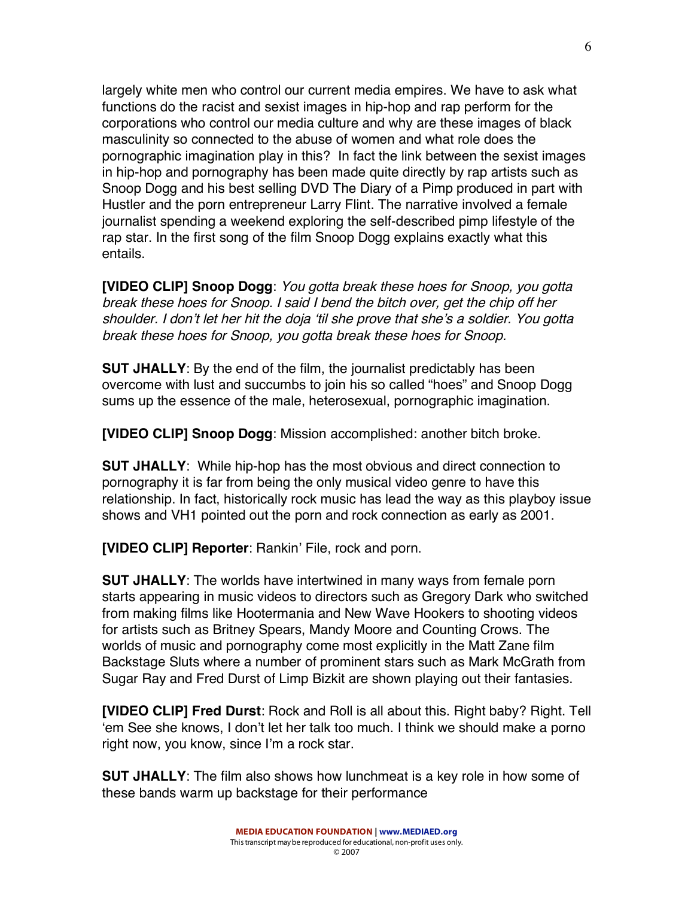largely white men who control our current media empires. We have to ask what functions do the racist and sexist images in hip-hop and rap perform for the corporations who control our media culture and why are these images of black masculinity so connected to the abuse of women and what role does the pornographic imagination play in this? In fact the link between the sexist images in hip-hop and pornography has been made quite directly by rap artists such as Snoop Dogg and his best selling DVD The Diary of a Pimp produced in part with Hustler and the porn entrepreneur Larry Flint. The narrative involved a female journalist spending a weekend exploring the self-described pimp lifestyle of the rap star. In the first song of the film Snoop Dogg explains exactly what this entails.

**[VIDEO CLIP] Snoop Dogg**: *You gotta break these hoes for Snoop, you gotta break these hoes for Snoop. I said I bend the bitch over, get the chip off her shoulder. I don't let her hit the doja 'til she prove that she's a soldier. You gotta break these hoes for Snoop, you gotta break these hoes for Snoop.*

**SUT JHALLY**: By the end of the film, the journalist predictably has been overcome with lust and succumbs to join his so called "hoes" and Snoop Dogg sums up the essence of the male, heterosexual, pornographic imagination.

**[VIDEO CLIP] Snoop Dogg**: Mission accomplished: another bitch broke.

**SUT JHALLY**: While hip-hop has the most obvious and direct connection to pornography it is far from being the only musical video genre to have this relationship. In fact, historically rock music has lead the way as this playboy issue shows and VH1 pointed out the porn and rock connection as early as 2001.

**[VIDEO CLIP] Reporter**: Rankin' File, rock and porn.

**SUT JHALLY**: The worlds have intertwined in many ways from female porn starts appearing in music videos to directors such as Gregory Dark who switched from making films like Hootermania and New Wave Hookers to shooting videos for artists such as Britney Spears, Mandy Moore and Counting Crows. The worlds of music and pornography come most explicitly in the Matt Zane film Backstage Sluts where a number of prominent stars such as Mark McGrath from Sugar Ray and Fred Durst of Limp Bizkit are shown playing out their fantasies.

**[VIDEO CLIP] Fred Durst**: Rock and Roll is all about this. Right baby? Right. Tell 'em See she knows, I don't let her talk too much. I think we should make a porno right now, you know, since I'm a rock star.

**SUT JHALLY**: The film also shows how lunchmeat is a key role in how some of these bands warm up backstage for their performance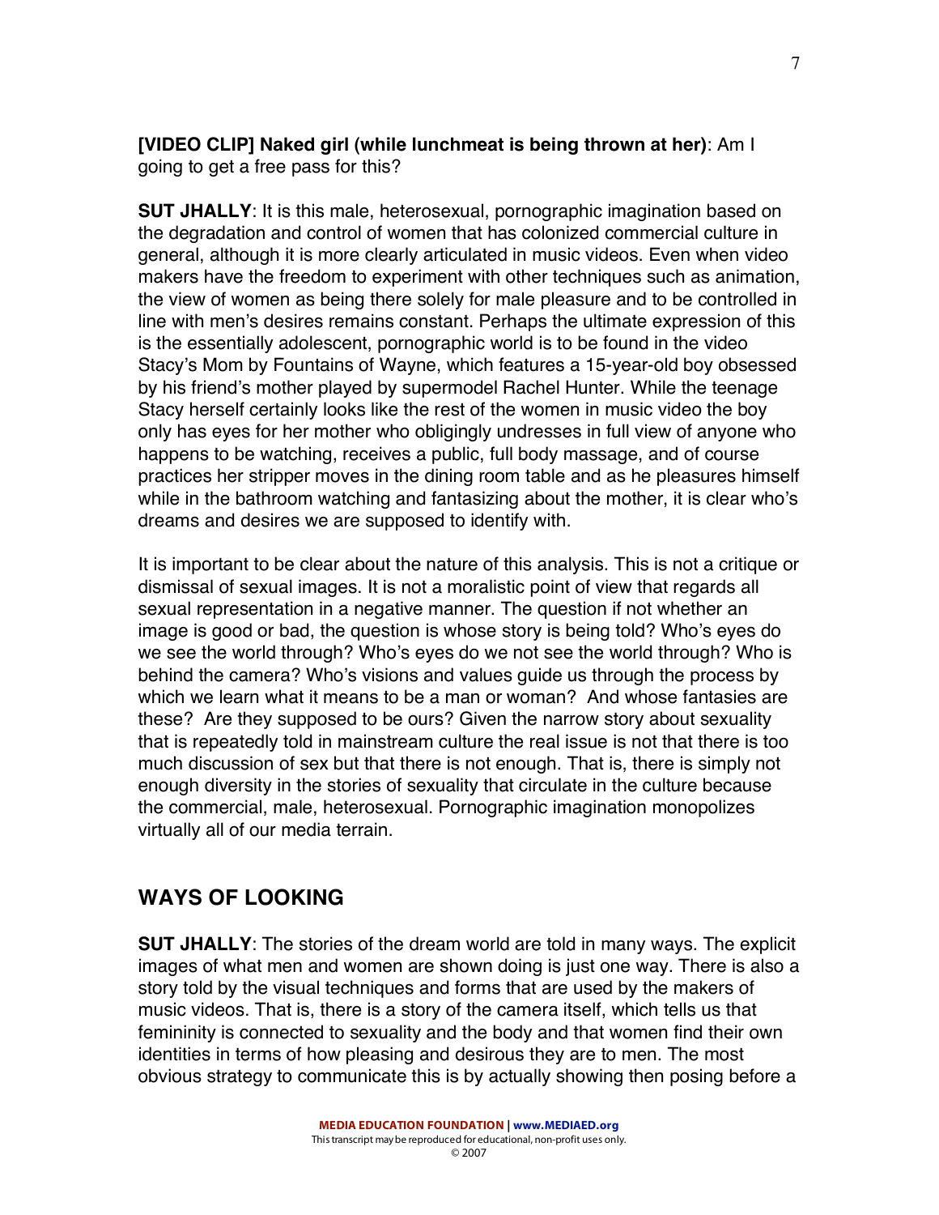**[VIDEO CLIP] Naked girl (while lunchmeat is being thrown at her)**: Am I going to get a free pass for this?

**SUT JHALLY**: It is this male, heterosexual, pornographic imagination based on the degradation and control of women that has colonized commercial culture in general, although it is more clearly articulated in music videos. Even when video makers have the freedom to experiment with other techniques such as animation, the view of women as being there solely for male pleasure and to be controlled in line with men's desires remains constant. Perhaps the ultimate expression of this is the essentially adolescent, pornographic world is to be found in the video Stacy's Mom by Fountains of Wayne, which features a 15-year-old boy obsessed by his friend's mother played by supermodel Rachel Hunter. While the teenage Stacy herself certainly looks like the rest of the women in music video the boy only has eyes for her mother who obligingly undresses in full view of anyone who happens to be watching, receives a public, full body massage, and of course practices her stripper moves in the dining room table and as he pleasures himself while in the bathroom watching and fantasizing about the mother, it is clear who's dreams and desires we are supposed to identify with.

It is important to be clear about the nature of this analysis. This is not a critique or dismissal of sexual images. It is not a moralistic point of view that regards all sexual representation in a negative manner. The question if not whether an image is good or bad, the question is whose story is being told? Who's eyes do we see the world through? Who's eyes do we not see the world through? Who is behind the camera? Who's visions and values guide us through the process by which we learn what it means to be a man or woman? And whose fantasies are these? Are they supposed to be ours? Given the narrow story about sexuality that is repeatedly told in mainstream culture the real issue is not that there is too much discussion of sex but that there is not enough. That is, there is simply not enough diversity in the stories of sexuality that circulate in the culture because the commercial, male, heterosexual. Pornographic imagination monopolizes virtually all of our media terrain.

## WAYS OF LOOKING

**SUT JHALLY**: The stories of the dream world are told in many ways. The explicit images of what men and women are shown doing is just one way. There is also a story told by the visual techniques and forms that are used by the makers of music videos. That is, there is a story of the camera itself, which tells us that femininity is connected to sexuality and the body and that women find their own identities in terms of how pleasing and desirous they are to men. The most obvious strategy to communicate this is by actually showing then posing before a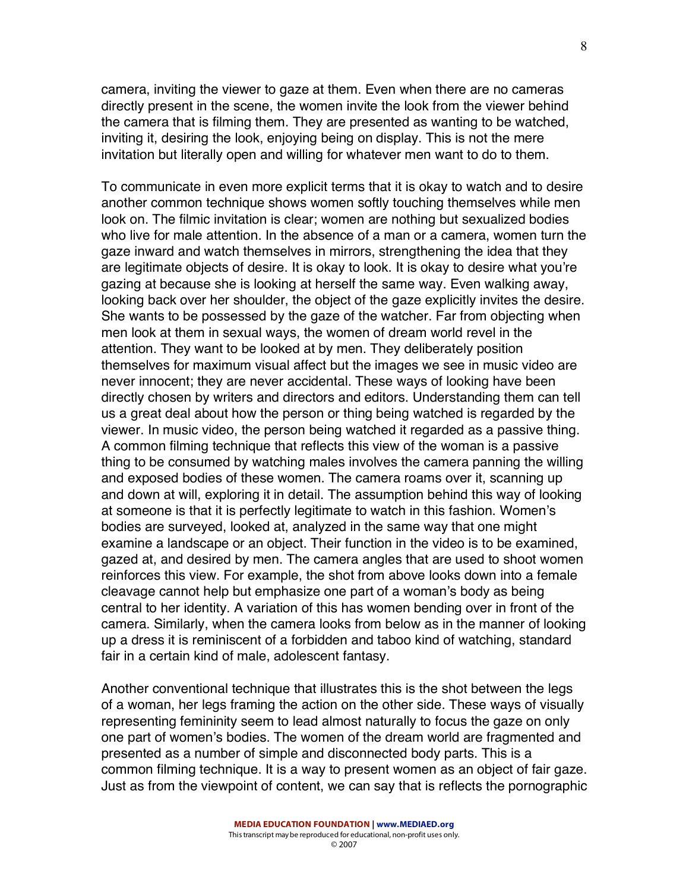camera, inviting the viewer to gaze at them. Even when there are no cameras directly present in the scene, the women invite the look from the viewer behind the camera that is filming them. They are presented as wanting to be watched, inviting it, desiring the look, enjoying being on display. This is not the mere invitation but literally open and willing for whatever men want to do to them.

To communicate in even more explicit terms that it is okay to watch and to desire another common technique shows women softly touching themselves while men look on. The filmic invitation is clear; women are nothing but sexualized bodies who live for male attention. In the absence of a man or a camera, women turn the gaze inward and watch themselves in mirrors, strengthening the idea that they are legitimate objects of desire. It is okay to look. It is okay to desire what you're gazing at because she is looking at herself the same way. Even walking away, looking back over her shoulder, the object of the gaze explicitly invites the desire. She wants to be possessed by the gaze of the watcher. Far from objecting when men look at them in sexual ways, the women of dream world revel in the attention. They want to be looked at by men. They deliberately position themselves for maximum visual affect but the images we see in music video are never innocent; they are never accidental. These ways of looking have been directly chosen by writers and directors and editors. Understanding them can tell us a great deal about how the person or thing being watched is regarded by the viewer. In music video, the person being watched it regarded as a passive thing. A common filming technique that reflects this view of the woman is a passive thing to be consumed by watching males involves the camera panning the willing and exposed bodies of these women. The camera roams over it, scanning up and down at will, exploring it in detail. The assumption behind this way of looking at someone is that it is perfectly legitimate to watch in this fashion. Women's bodies are surveyed, looked at, analyzed in the same way that one might examine a landscape or an object. Their function in the video is to be examined, gazed at, and desired by men. The camera angles that are used to shoot women reinforces this view. For example, the shot from above looks down into a female cleavage cannot help but emphasize one part of a woman's body as being central to her identity. A variation of this has women bending over in front of the camera. Similarly, when the camera looks from below as in the manner of looking up a dress it is reminiscent of a forbidden and taboo kind of watching, standard fair in a certain kind of male, adolescent fantasy.

Another conventional technique that illustrates this is the shot between the legs of a woman, her legs framing the action on the other side. These ways of visually representing femininity seem to lead almost naturally to focus the gaze on only one part of women's bodies. The women of the dream world are fragmented and presented as a number of simple and disconnected body parts. This is a common filming technique. It is a way to present women as an object of fair gaze. Just as from the viewpoint of content, we can say that is reflects the pornographic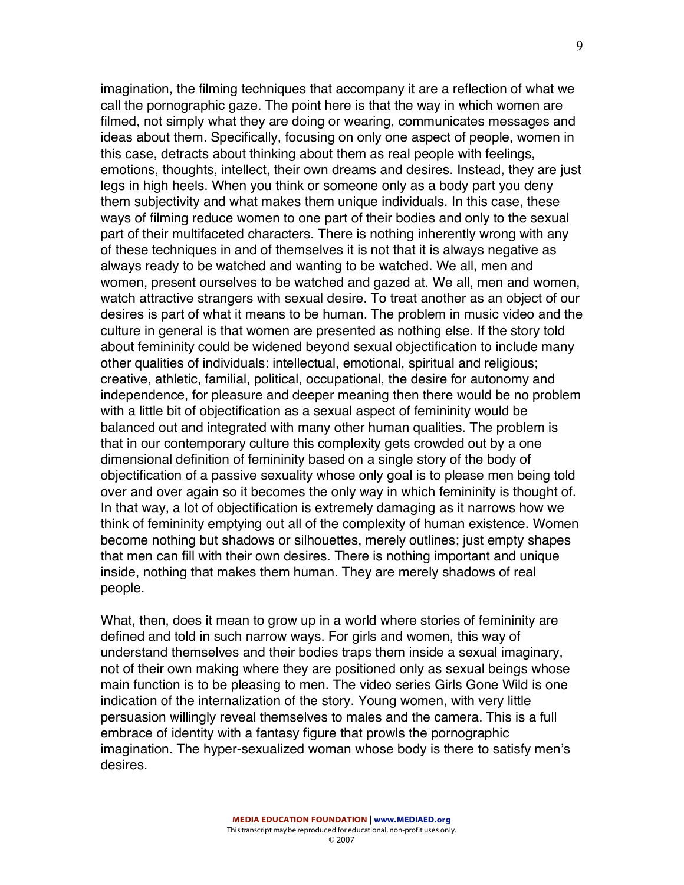imagination, the filming techniques that accompany it are a reflection of what we call the pornographic gaze. The point here is that the way in which women are filmed, not simply what they are doing or wearing, communicates messages and ideas about them. Specifically, focusing on only one aspect of people, women in this case, detracts about thinking about them as real people with feelings, emotions, thoughts, intellect, their own dreams and desires. Instead, they are just legs in high heels. When you think or someone only as a body part you deny them subjectivity and what makes them unique individuals. In this case, these ways of filming reduce women to one part of their bodies and only to the sexual part of their multifaceted characters. There is nothing inherently wrong with any of these techniques in and of themselves it is not that it is always negative as always ready to be watched and wanting to be watched. We all, men and women, present ourselves to be watched and gazed at. We all, men and women, watch attractive strangers with sexual desire. To treat another as an object of our desires is part of what it means to be human. The problem in music video and the culture in general is that women are presented as nothing else. If the story told about femininity could be widened beyond sexual objectification to include many other qualities of individuals: intellectual, emotional, spiritual and religious; creative, athletic, familial, political, occupational, the desire for autonomy and independence, for pleasure and deeper meaning then there would be no problem with a little bit of objectification as a sexual aspect of femininity would be balanced out and integrated with many other human qualities. The problem is that in our contemporary culture this complexity gets crowded out by a one dimensional definition of femininity based on a single story of the body of objectification of a passive sexuality whose only goal is to please men being told over and over again so it becomes the only way in which femininity is thought of. In that way, a lot of objectification is extremely damaging as it narrows how we think of femininity emptying out all of the complexity of human existence. Women become nothing but shadows or silhouettes, merely outlines; just empty shapes that men can fill with their own desires. There is nothing important and unique inside, nothing that makes them human. They are merely shadows of real people.

What, then, does it mean to grow up in a world where stories of femininity are defined and told in such narrow ways. For girls and women, this way of understand themselves and their bodies traps them inside a sexual imaginary, not of their own making where they are positioned only as sexual beings whose main function is to be pleasing to men. The video series Girls Gone Wild is one indication of the internalization of the story. Young women, with very little persuasion willingly reveal themselves to males and the camera. This is a full embrace of identity with a fantasy figure that prowls the pornographic imagination. The hyper-sexualized woman whose body is there to satisfy men's desires.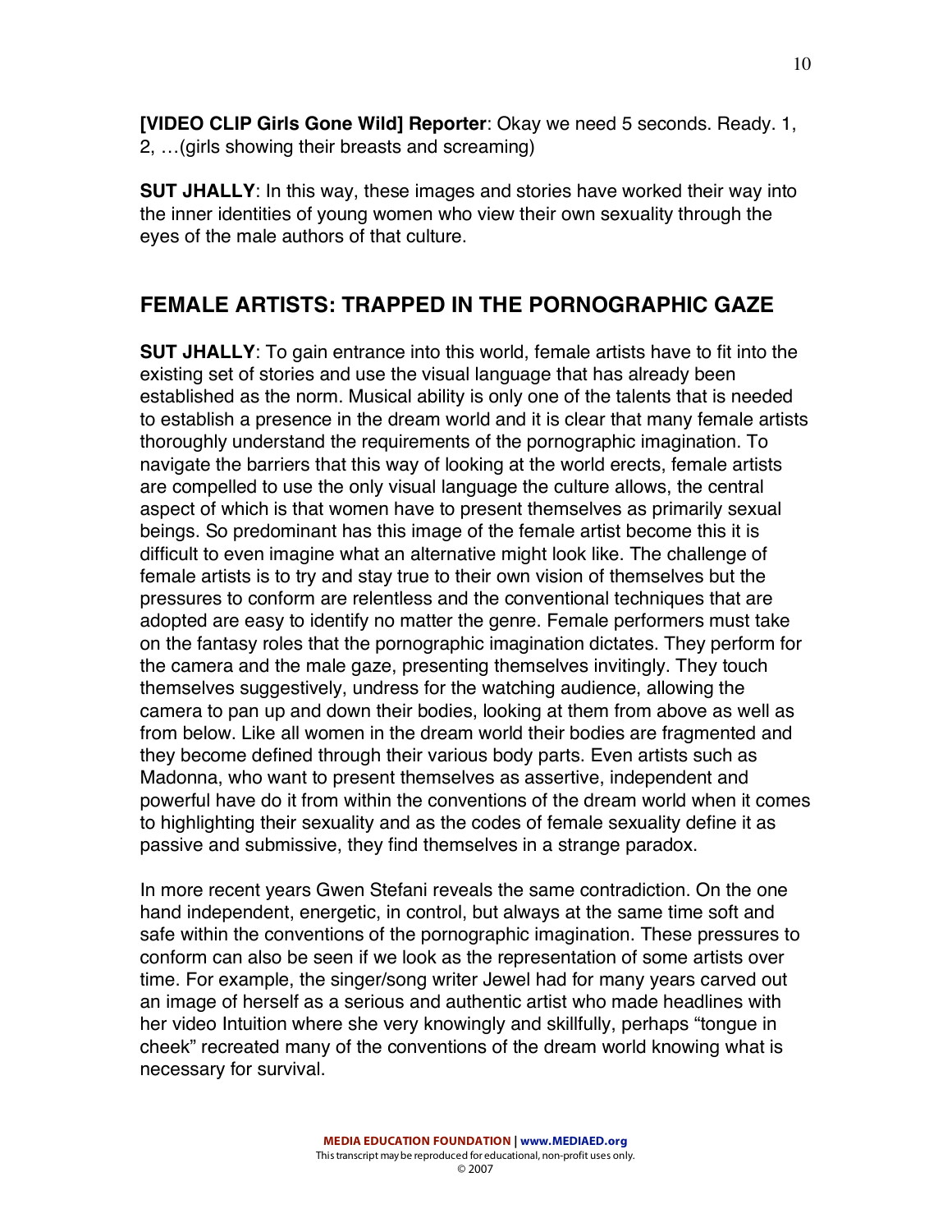**[VIDEO CLIP Girls Gone Wild] Reporter**: Okay we need 5 seconds. Ready. 1, 2, …(girls showing their breasts and screaming)

**SUT JHALLY**: In this way, these images and stories have worked their way into the inner identities of young women who view their own sexuality through the eyes of the male authors of that culture.

## FEMALE ARTISTS: TRAPPED IN THE PORNOGRAPHIC GAZE

**SUT JHALLY**: To gain entrance into this world, female artists have to fit into the existing set of stories and use the visual language that has already been established as the norm. Musical ability is only one of the talents that is needed to establish a presence in the dream world and it is clear that many female artists thoroughly understand the requirements of the pornographic imagination. To navigate the barriers that this way of looking at the world erects, female artists are compelled to use the only visual language the culture allows, the central aspect of which is that women have to present themselves as primarily sexual beings. So predominant has this image of the female artist become this it is difficult to even imagine what an alternative might look like. The challenge of female artists is to try and stay true to their own vision of themselves but the pressures to conform are relentless and the conventional techniques that are adopted are easy to identify no matter the genre. Female performers must take on the fantasy roles that the pornographic imagination dictates. They perform for the camera and the male gaze, presenting themselves invitingly. They touch themselves suggestively, undress for the watching audience, allowing the camera to pan up and down their bodies, looking at them from above as well as from below. Like all women in the dream world their bodies are fragmented and they become defined through their various body parts. Even artists such as Madonna, who want to present themselves as assertive, independent and powerful have do it from within the conventions of the dream world when it comes to highlighting their sexuality and as the codes of female sexuality define it as passive and submissive, they find themselves in a strange paradox.

In more recent years Gwen Stefani reveals the same contradiction. On the one hand independent, energetic, in control, but always at the same time soft and safe within the conventions of the pornographic imagination. These pressures to conform can also be seen if we look as the representation of some artists over time. For example, the singer/song writer Jewel had for many years carved out an image of herself as a serious and authentic artist who made headlines with her video Intuition where she very knowingly and skillfully, perhaps "tongue in cheek" recreated many of the conventions of the dream world knowing what is necessary for survival.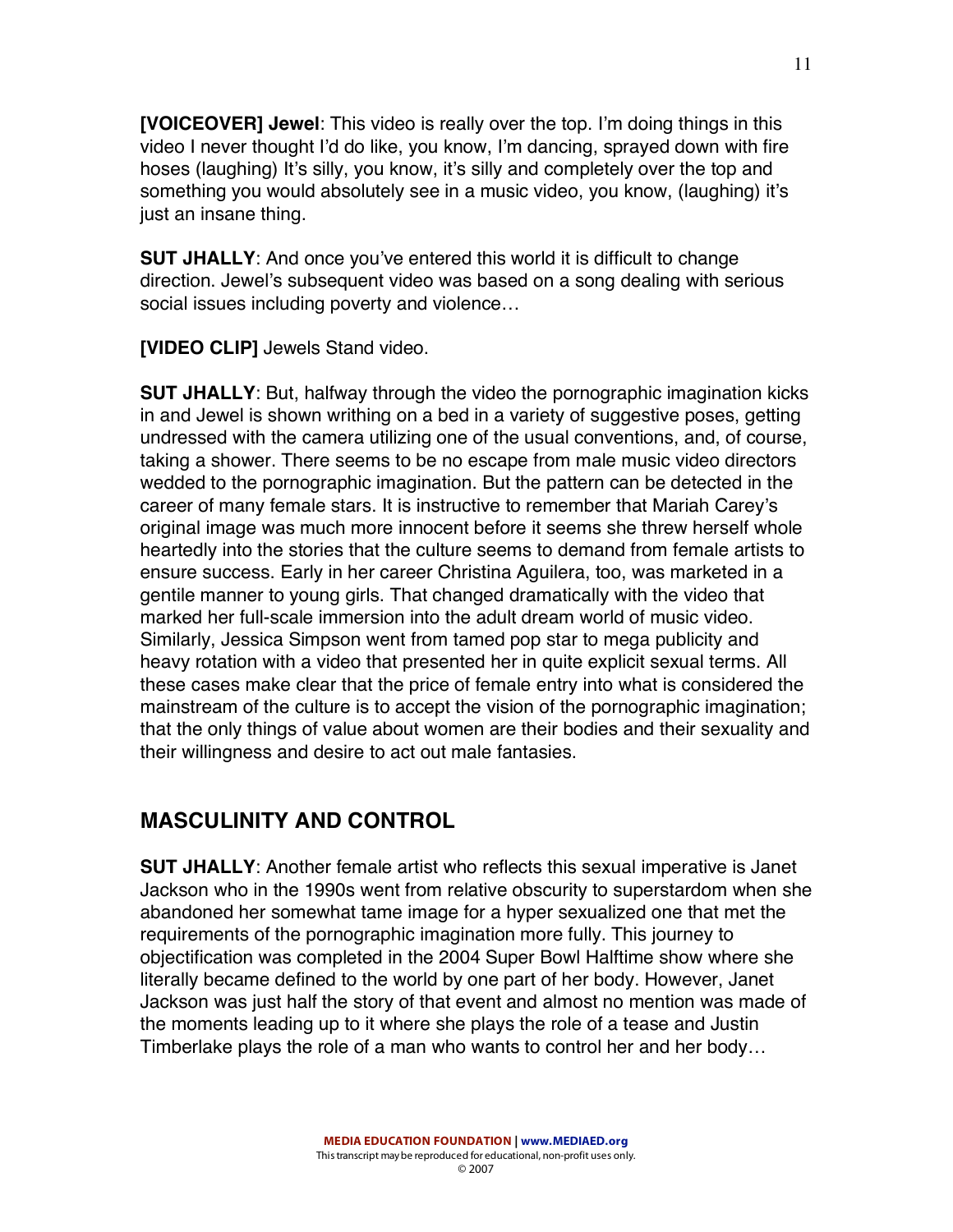**[VOICEOVER] Jewel**: This video is really over the top. I'm doing things in this video I never thought I'd do like, you know, I'm dancing, sprayed down with fire hoses (laughing) It's silly, you know, it's silly and completely over the top and something you would absolutely see in a music video, you know, (laughing) it's just an insane thing.

**SUT JHALLY**: And once you've entered this world it is difficult to change direction. Jewel's subsequent video was based on a song dealing with serious social issues including poverty and violence…

**[VIDEO CLIP]** Jewels Stand video.

**SUT JHALLY**: But, halfway through the video the pornographic imagination kicks in and Jewel is shown writhing on a bed in a variety of suggestive poses, getting undressed with the camera utilizing one of the usual conventions, and, of course, taking a shower. There seems to be no escape from male music video directors wedded to the pornographic imagination. But the pattern can be detected in the career of many female stars. It is instructive to remember that Mariah Carey's original image was much more innocent before it seems she threw herself whole heartedly into the stories that the culture seems to demand from female artists to ensure success. Early in her career Christina Aguilera, too, was marketed in a gentile manner to young girls. That changed dramatically with the video that marked her full-scale immersion into the adult dream world of music video. Similarly, Jessica Simpson went from tamed pop star to mega publicity and heavy rotation with a video that presented her in quite explicit sexual terms. All these cases make clear that the price of female entry into what is considered the mainstream of the culture is to accept the vision of the pornographic imagination; that the only things of value about women are their bodies and their sexuality and their willingness and desire to act out male fantasies.

## MASCULINITY AND CONTROL

**SUT JHALLY**: Another female artist who reflects this sexual imperative is Janet Jackson who in the 1990s went from relative obscurity to superstardom when she abandoned her somewhat tame image for a hyper sexualized one that met the requirements of the pornographic imagination more fully. This journey to objectification was completed in the 2004 Super Bowl Halftime show where she literally became defined to the world by one part of her body. However, Janet Jackson was just half the story of that event and almost no mention was made of the moments leading up to it where she plays the role of a tease and Justin Timberlake plays the role of a man who wants to control her and her body…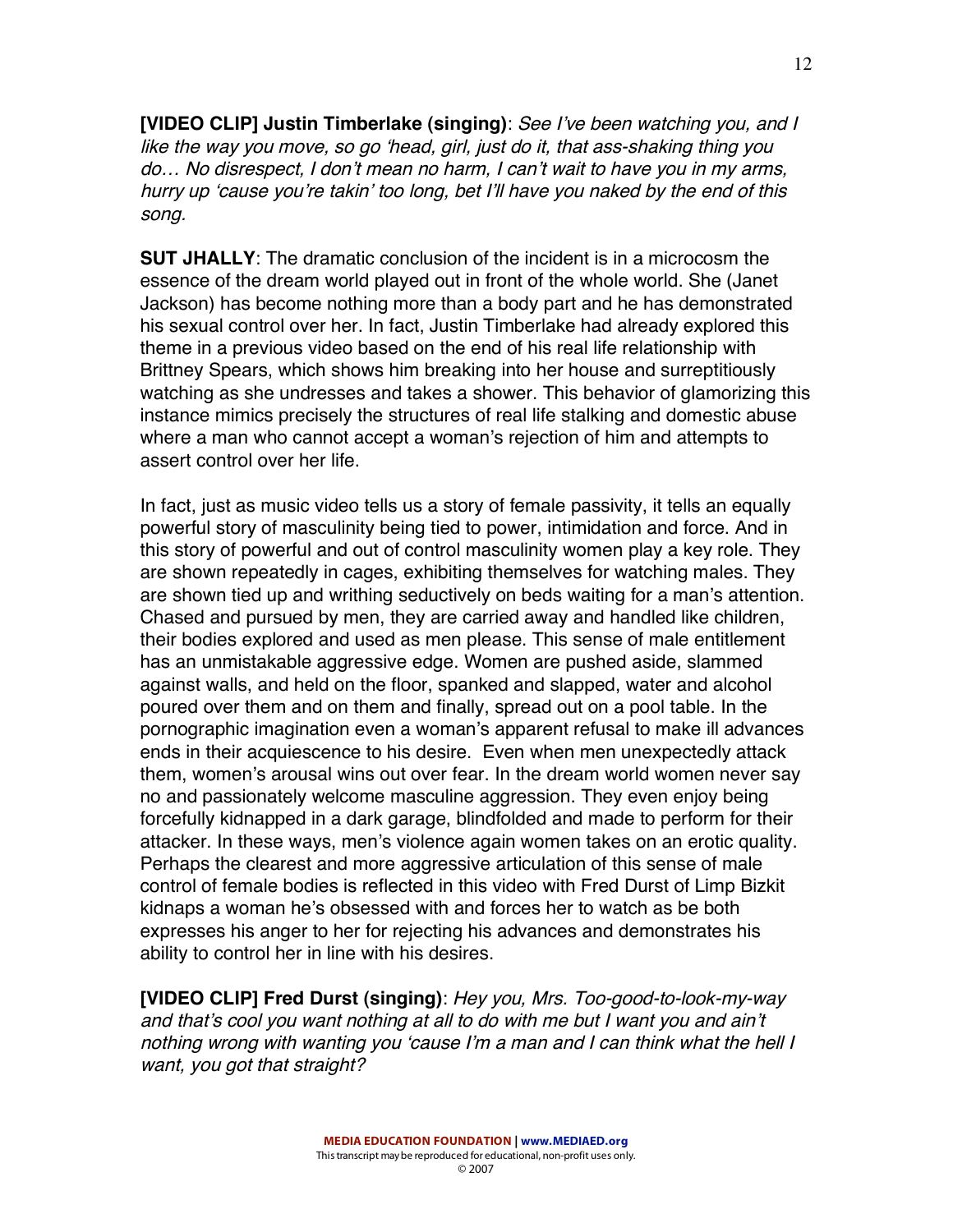**[VIDEO CLIP] Justin Timberlake (singing)**: *See I've been watching you, and I like the way you move, so go 'head, girl, just do it, that ass-shaking thing you do… No disrespect, I don't mean no harm, I can't wait to have you in my arms, hurry up 'cause you're takin' too long, bet I'll have you naked by the end of this song.*

**SUT JHALLY**: The dramatic conclusion of the incident is in a microcosm the essence of the dream world played out in front of the whole world. She (Janet Jackson) has become nothing more than a body part and he has demonstrated his sexual control over her. In fact, Justin Timberlake had already explored this theme in a previous video based on the end of his real life relationship with Brittney Spears, which shows him breaking into her house and surreptitiously watching as she undresses and takes a shower. This behavior of glamorizing this instance mimics precisely the structures of real life stalking and domestic abuse where a man who cannot accept a woman's rejection of him and attempts to assert control over her life.

In fact, just as music video tells us a story of female passivity, it tells an equally powerful story of masculinity being tied to power, intimidation and force. And in this story of powerful and out of control masculinity women play a key role. They are shown repeatedly in cages, exhibiting themselves for watching males. They are shown tied up and writhing seductively on beds waiting for a man's attention. Chased and pursued by men, they are carried away and handled like children, their bodies explored and used as men please. This sense of male entitlement has an unmistakable aggressive edge. Women are pushed aside, slammed against walls, and held on the floor, spanked and slapped, water and alcohol poured over them and on them and finally, spread out on a pool table. In the pornographic imagination even a woman's apparent refusal to make ill advances ends in their acquiescence to his desire. Even when men unexpectedly attack them, women's arousal wins out over fear. In the dream world women never say no and passionately welcome masculine aggression. They even enjoy being forcefully kidnapped in a dark garage, blindfolded and made to perform for their attacker. In these ways, men's violence again women takes on an erotic quality. Perhaps the clearest and more aggressive articulation of this sense of male control of female bodies is reflected in this video with Fred Durst of Limp Bizkit kidnaps a woman he's obsessed with and forces her to watch as be both expresses his anger to her for rejecting his advances and demonstrates his ability to control her in line with his desires.

**[VIDEO CLIP] Fred Durst (singing)**: *Hey you, Mrs. Too-good-to-look-my-way and that's cool you want nothing at all to do with me but I want you and ain't nothing wrong with wanting you 'cause I'm a man and I can think what the hell I want, you got that straight?*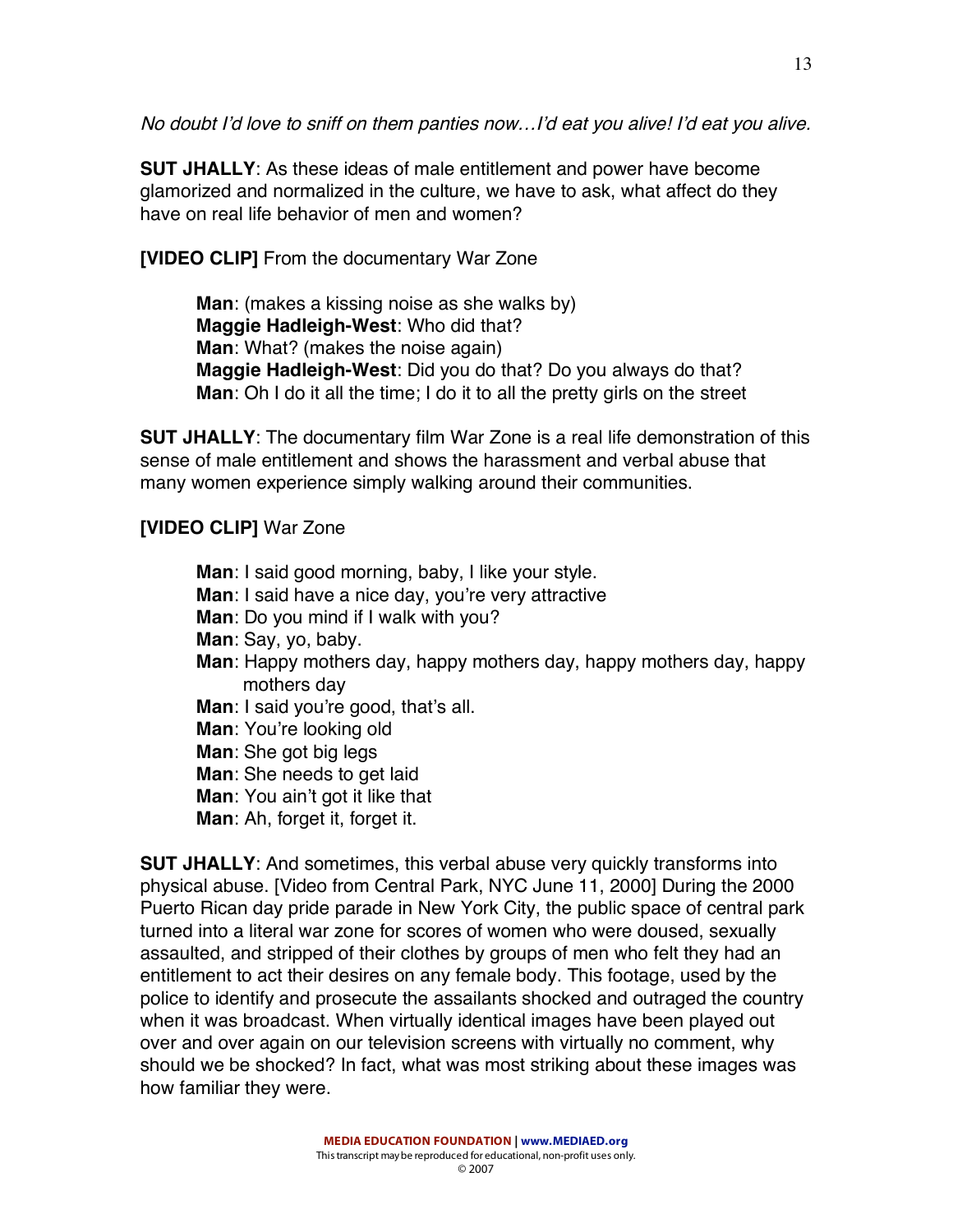*No doubt I'd love to sniff on them panties now…I'd eat you alive! I'd eat you alive.*

**SUT JHALLY**: As these ideas of male entitlement and power have become glamorized and normalized in the culture, we have to ask, what affect do they have on real life behavior of men and women?

**[VIDEO CLIP]** From the documentary War Zone

> **Man**: (makes a kissing noise as she walks by)
> **Maggie Hadleigh-West**: Who did that?
> **Man**: What? (makes the noise again)
> **Maggie Hadleigh-West**: Did you do that? Do you always do that?
> **Man**: Oh I do it all the time; I do it to all the pretty girls on the street

**SUT JHALLY**: The documentary film War Zone is a real life demonstration of this sense of male entitlement and shows the harassment and verbal abuse that many women experience simply walking around their communities.

**[VIDEO CLIP]** War Zone

> **Man**: I said good morning, baby, I like your style.
> **Man**: I said have a nice day, you're very attractive
> **Man**: Do you mind if I walk with you?
> **Man**: Say, yo, baby.
> **Man**: Happy mothers day, happy mothers day, happy mothers day, happy mothers day
> **Man**: I said you're good, that's all.
> **Man**: You're looking old
> **Man**: She got big legs
> **Man**: She needs to get laid
> **Man**: You ain't got it like that
> **Man**: Ah, forget it, forget it.

**SUT JHALLY**: And sometimes, this verbal abuse very quickly transforms into physical abuse. [Video from Central Park, NYC June 11, 2000] During the 2000 Puerto Rican day pride parade in New York City, the public space of central park turned into a literal war zone for scores of women who were doused, sexually assaulted, and stripped of their clothes by groups of men who felt they had an entitlement to act their desires on any female body. This footage, used by the police to identify and prosecute the assailants shocked and outraged the country when it was broadcast. When virtually identical images have been played out over and over again on our television screens with virtually no comment, why should we be shocked? In fact, what was most striking about these images was how familiar they were.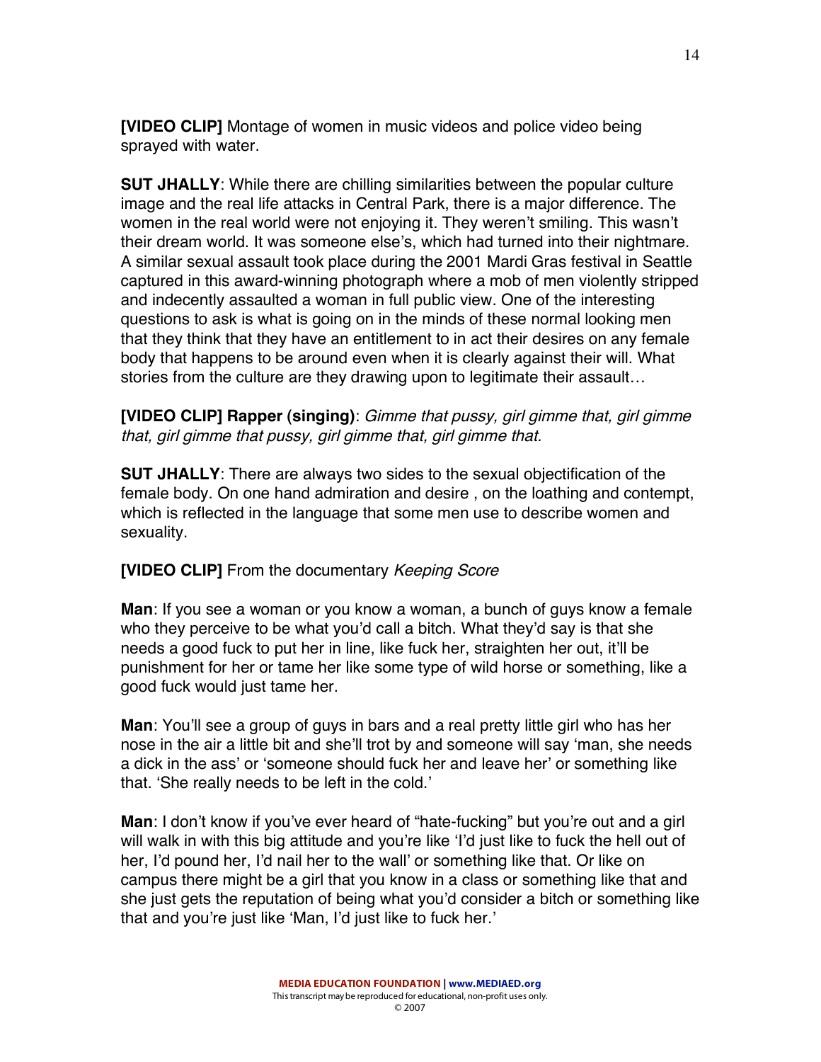**[VIDEO CLIP]** Montage of women in music videos and police video being sprayed with water.

**SUT JHALLY**: While there are chilling similarities between the popular culture image and the real life attacks in Central Park, there is a major difference. The women in the real world were not enjoying it. They weren't smiling. This wasn't their dream world. It was someone else's, which had turned into their nightmare. A similar sexual assault took place during the 2001 Mardi Gras festival in Seattle captured in this award-winning photograph where a mob of men violently stripped and indecently assaulted a woman in full public view. One of the interesting questions to ask is what is going on in the minds of these normal looking men that they think that they have an entitlement to in act their desires on any female body that happens to be around even when it is clearly against their will. What stories from the culture are they drawing upon to legitimate their assault…

**[VIDEO CLIP] Rapper (singing)**: *Gimme that pussy, girl gimme that, girl gimme that, girl gimme that pussy, girl gimme that, girl gimme that.*

**SUT JHALLY**: There are always two sides to the sexual objectification of the female body. On one hand admiration and desire , on the loathing and contempt, which is reflected in the language that some men use to describe women and sexuality.

**[VIDEO CLIP]** From the documentary *Keeping Score*

**Man**: If you see a woman or you know a woman, a bunch of guys know a female who they perceive to be what you'd call a bitch. What they'd say is that she needs a good fuck to put her in line, like fuck her, straighten her out, it'll be punishment for her or tame her like some type of wild horse or something, like a good fuck would just tame her.

**Man**: You'll see a group of guys in bars and a real pretty little girl who has her nose in the air a little bit and she'll trot by and someone will say 'man, she needs a dick in the ass' or 'someone should fuck her and leave her' or something like that. 'She really needs to be left in the cold.'

**Man**: I don't know if you've ever heard of "hate-fucking" but you're out and a girl will walk in with this big attitude and you're like 'I'd just like to fuck the hell out of her, I'd pound her, I'd nail her to the wall' or something like that. Or like on campus there might be a girl that you know in a class or something like that and she just gets the reputation of being what you'd consider a bitch or something like that and you're just like 'Man, I'd just like to fuck her.'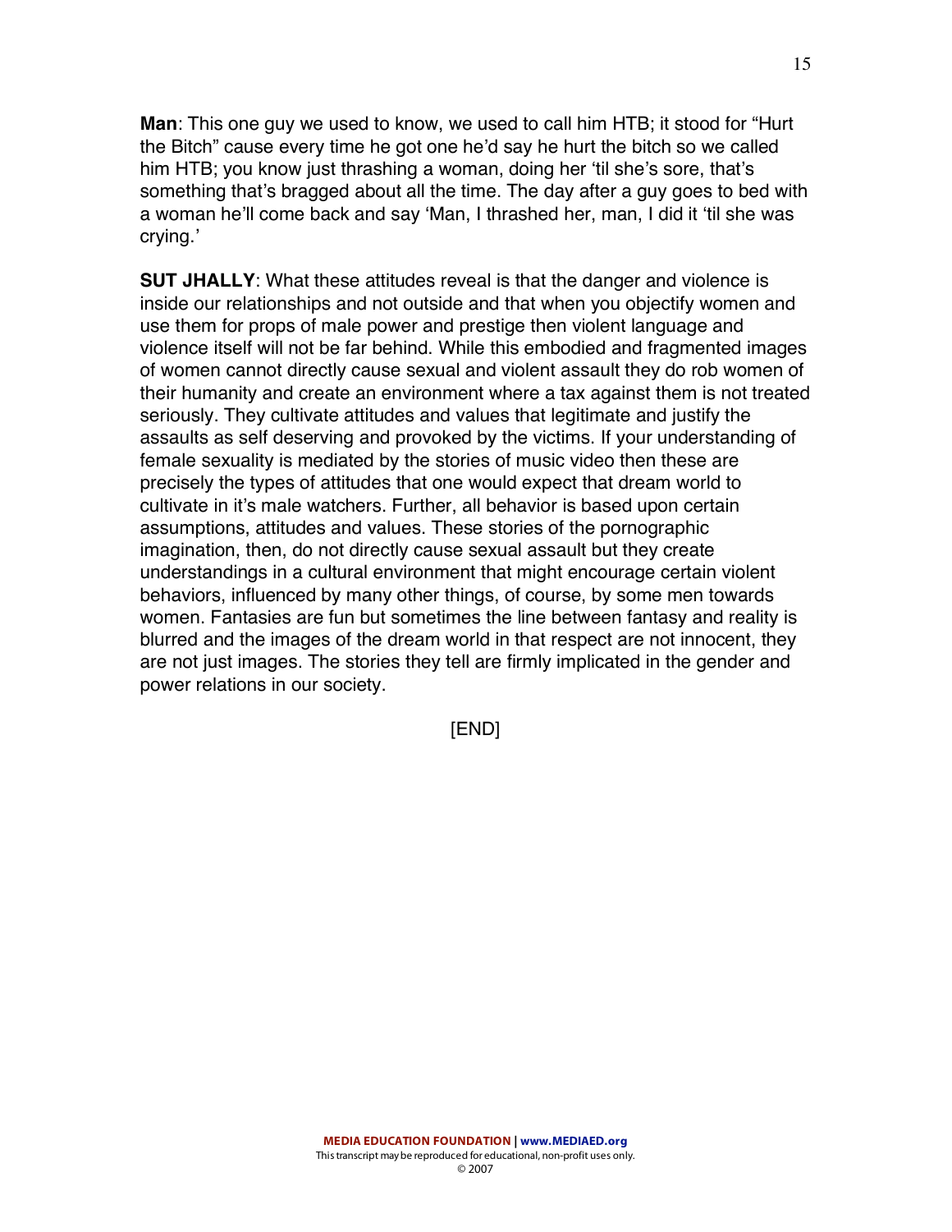**Man**: This one guy we used to know, we used to call him HTB; it stood for "Hurt the Bitch" cause every time he got one he'd say he hurt the bitch so we called him HTB; you know just thrashing a woman, doing her 'til she's sore, that's something that's bragged about all the time. The day after a guy goes to bed with a woman he'll come back and say 'Man, I thrashed her, man, I did it 'til she was crying.'

**SUT JHALLY**: What these attitudes reveal is that the danger and violence is inside our relationships and not outside and that when you objectify women and use them for props of male power and prestige then violent language and violence itself will not be far behind. While this embodied and fragmented images of women cannot directly cause sexual and violent assault they do rob women of their humanity and create an environment where a tax against them is not treated seriously. They cultivate attitudes and values that legitimate and justify the assaults as self deserving and provoked by the victims. If your understanding of female sexuality is mediated by the stories of music video then these are precisely the types of attitudes that one would expect that dream world to cultivate in it's male watchers. Further, all behavior is based upon certain assumptions, attitudes and values. These stories of the pornographic imagination, then, do not directly cause sexual assault but they create understandings in a cultural environment that might encourage certain violent behaviors, influenced by many other things, of course, by some men towards women. Fantasies are fun but sometimes the line between fantasy and reality is blurred and the images of the dream world in that respect are not innocent, they are not just images. The stories they tell are firmly implicated in the gender and power relations in our society.

[END]

**MEDIA EDUCATION FOUNDATION | www.MEDIAED.org**
This transcript may be reproduced for educational, non-profit uses only.
© 2007